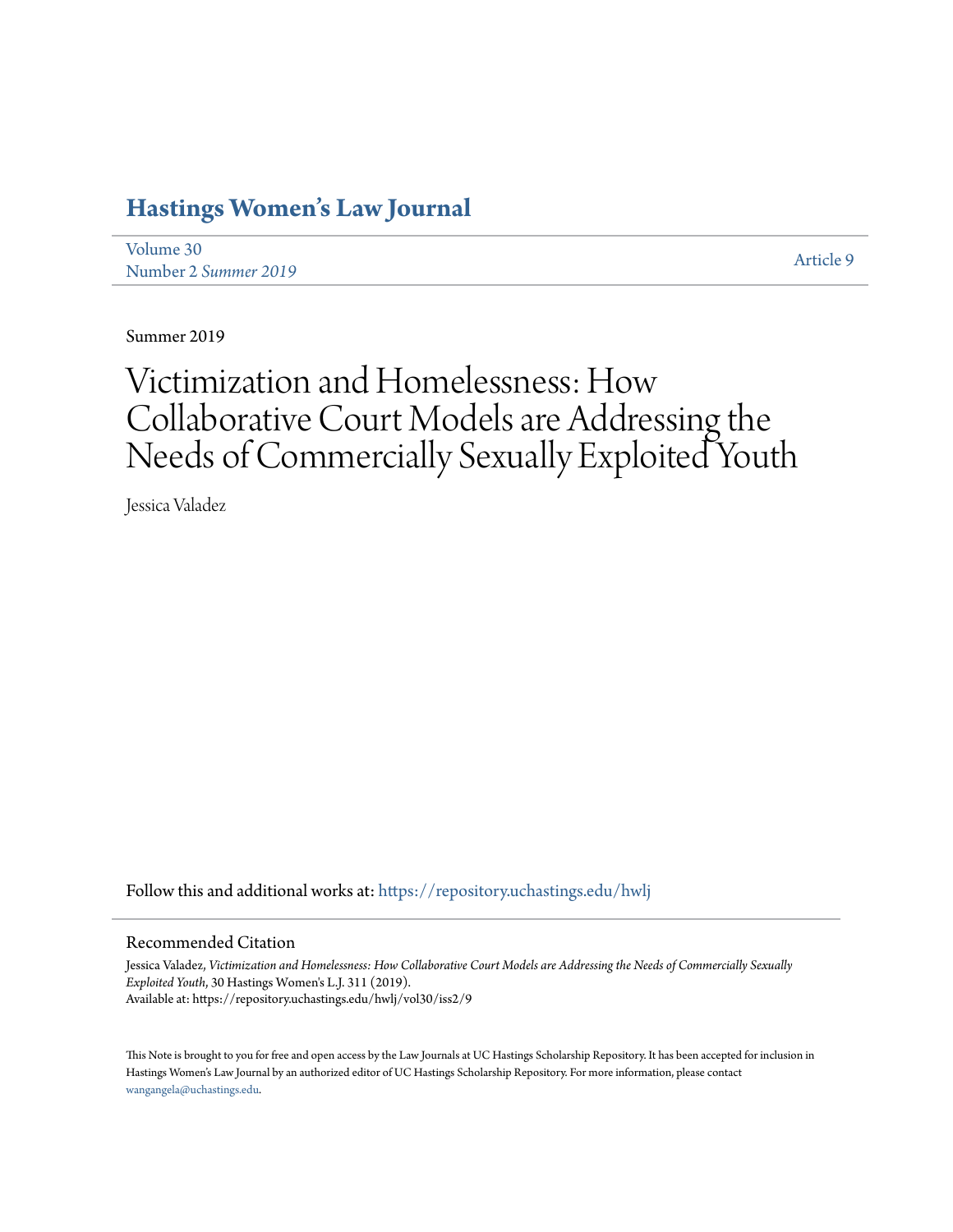# Hastings Women's Law Journal

Volume 30
Number 2 *Summer 2019*

Article 9

Summer 2019

# Victimization and Homelessness: How Collaborative Court Models are Addressing the Needs of Commercially Sexually Exploited Youth

Jessica Valadez

Follow this and additional works at: https://repository.uchastings.edu/hwlj

## Recommended Citation

Jessica Valadez, *Victimization and Homelessness: How Collaborative Court Models are Addressing the Needs of Commercially Sexually Exploited Youth*, 30 Hastings Women's L.J. 311 (2019).
Available at: https://repository.uchastings.edu/hwlj/vol30/iss2/9

This Note is brought to you for free and open access by the Law Journals at UC Hastings Scholarship Repository. It has been accepted for inclusion in Hastings Women's Law Journal by an authorized editor of UC Hastings Scholarship Repository. For more information, please contact wangangela@uchastings.edu.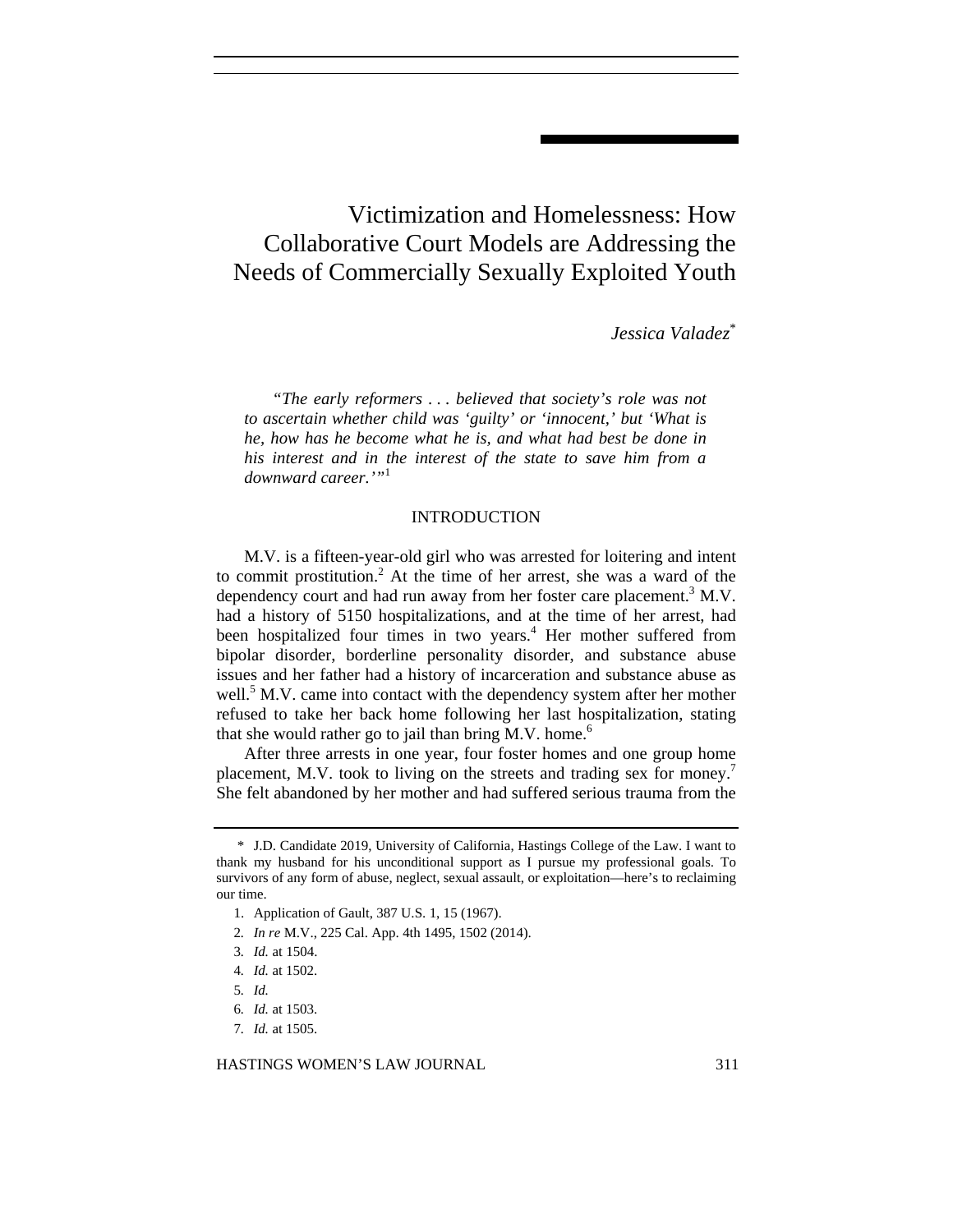# Victimization and Homelessness: How Collaborative Court Models are Addressing the Needs of Commercially Sexually Exploited Youth

*Jessica Valadez*[*]

> *"The early reformers . . . believed that society's role was not to ascertain whether child was 'guilty' or 'innocent,' but 'What is he, how has he become what he is, and what had best be done in his interest and in the interest of the state to save him from a downward career.'"*[1]

## INTRODUCTION

M.V. is a fifteen-year-old girl who was arrested for loitering and intent to commit prostitution.[2] At the time of her arrest, she was a ward of the dependency court and had run away from her foster care placement.[3] M.V. had a history of 5150 hospitalizations, and at the time of her arrest, had been hospitalized four times in two years.[4] Her mother suffered from bipolar disorder, borderline personality disorder, and substance abuse issues and her father had a history of incarceration and substance abuse as well.[5] M.V. came into contact with the dependency system after her mother refused to take her back home following her last hospitalization, stating that she would rather go to jail than bring M.V. home.[6]

After three arrests in one year, four foster homes and one group home placement, M.V. took to living on the streets and trading sex for money.[7] She felt abandoned by her mother and had suffered serious trauma from the

---

\* J.D. Candidate 2019, University of California, Hastings College of the Law. I want to thank my husband for his unconditional support as I pursue my professional goals. To survivors of any form of abuse, neglect, sexual assault, or exploitation—here's to reclaiming our time.

1. Application of Gault, 387 U.S. 1, 15 (1967).
2. *In re* M.V., 225 Cal. App. 4th 1495, 1502 (2014).
3. *Id.* at 1504.
4. *Id.* at 1502.
5. *Id.*
6. *Id.* at 1503.
7. *Id.* at 1505.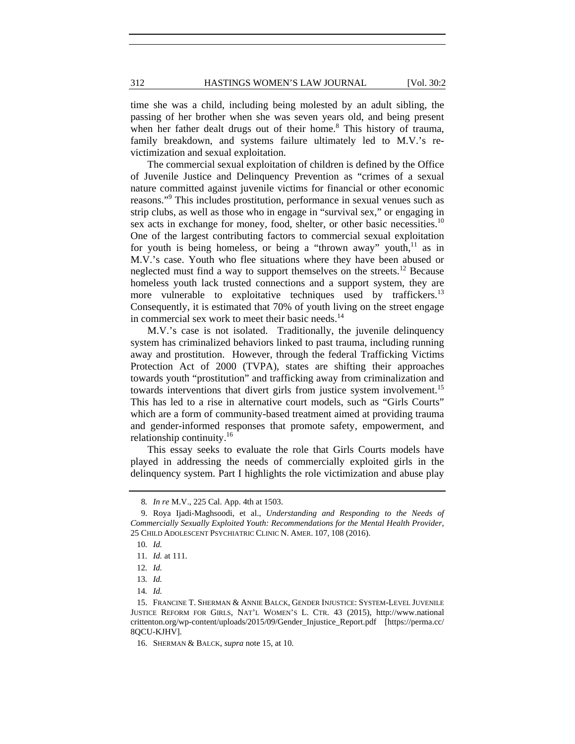time she was a child, including being molested by an adult sibling, the passing of her brother when she was seven years old, and being present when her father dealt drugs out of their home.[8] This history of trauma, family breakdown, and systems failure ultimately led to M.V.'s re-victimization and sexual exploitation.

The commercial sexual exploitation of children is defined by the Office of Juvenile Justice and Delinquency Prevention as "crimes of a sexual nature committed against juvenile victims for financial or other economic reasons."[9] This includes prostitution, performance in sexual venues such as strip clubs, as well as those who in engage in "survival sex," or engaging in sex acts in exchange for money, food, shelter, or other basic necessities.[10] One of the largest contributing factors to commercial sexual exploitation for youth is being homeless, or being a "thrown away" youth,[11] as in M.V.'s case. Youth who flee situations where they have been abused or neglected must find a way to support themselves on the streets.[12] Because homeless youth lack trusted connections and a support system, they are more vulnerable to exploitative techniques used by traffickers.[13] Consequently, it is estimated that 70% of youth living on the street engage in commercial sex work to meet their basic needs.[14]

M.V.'s case is not isolated. Traditionally, the juvenile delinquency system has criminalized behaviors linked to past trauma, including running away and prostitution. However, through the federal Trafficking Victims Protection Act of 2000 (TVPA), states are shifting their approaches towards youth "prostitution" and trafficking away from criminalization and towards interventions that divert girls from justice system involvement.[15] This has led to a rise in alternative court models, such as "Girls Courts" which are a form of community-based treatment aimed at providing trauma and gender-informed responses that promote safety, empowerment, and relationship continuity.[16]

This essay seeks to evaluate the role that Girls Courts models have played in addressing the needs of commercially exploited girls in the delinquency system. Part I highlights the role victimization and abuse play

---

8. *In re* M.V., 225 Cal. App. 4th at 1503.

9. Roya Ijadi-Maghsoodi, et al., *Understanding and Responding to the Needs of Commercially Sexually Exploited Youth: Recommendations for the Mental Health Provider*, 25 CHILD ADOLESCENT PSYCHIATRIC CLINIC N. AMER. 107, 108 (2016).

10. *Id.*

11. *Id.* at 111.

12. *Id.*

13. *Id.*

14. *Id.*

15. FRANCINE T. SHERMAN & ANNIE BALCK, GENDER INJUSTICE: SYSTEM-LEVEL JUVENILE JUSTICE REFORM FOR GIRLS, NAT'L WOMEN'S L. CTR. 43 (2015), http://www.nationalcrittenton.org/wp-content/uploads/2015/09/Gender_Injustice_Report.pdf [https://perma.cc/8QCU-KJHV].

16. SHERMAN & BALCK, *supra* note 15, at 10.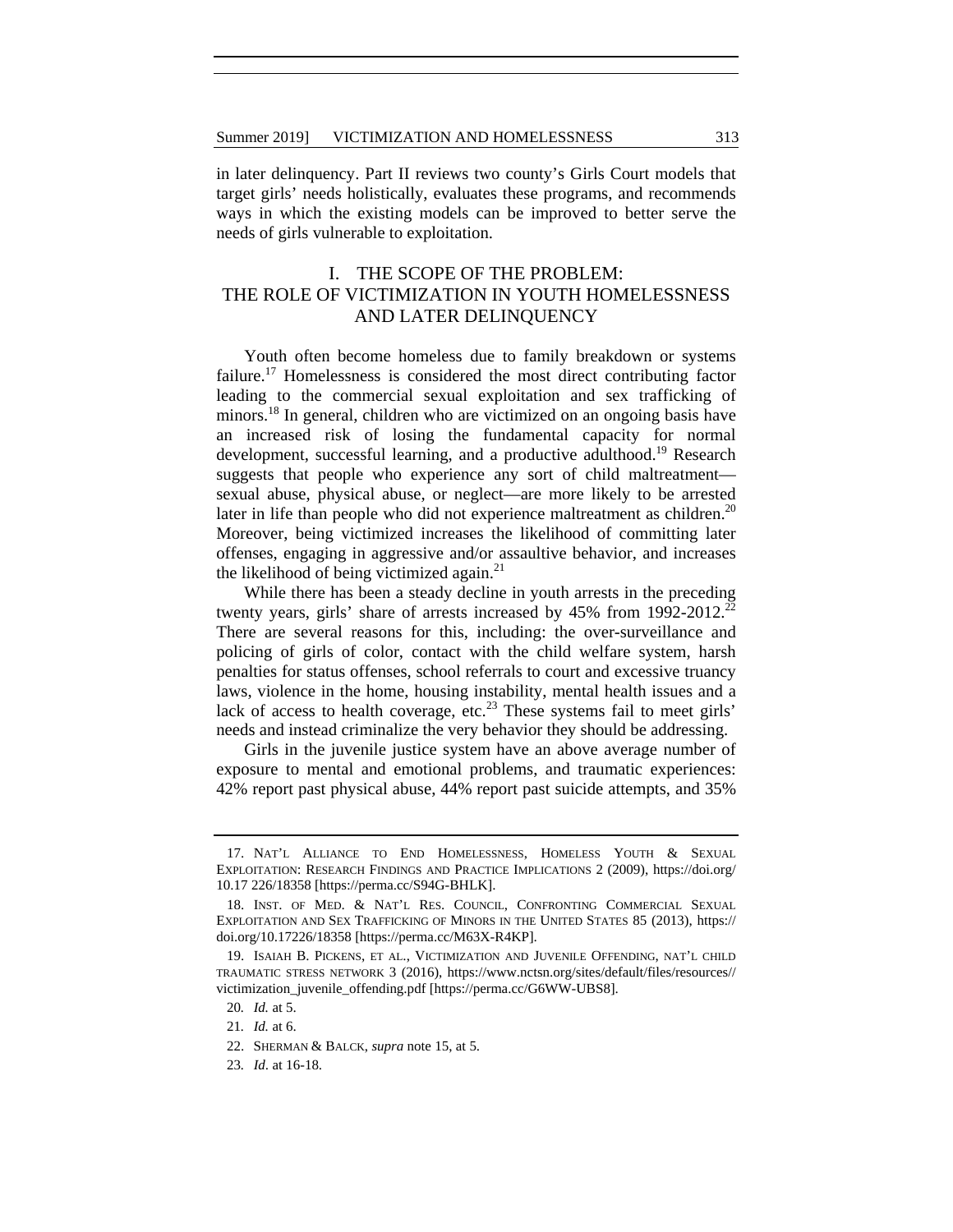in later delinquency. Part II reviews two county's Girls Court models that target girls' needs holistically, evaluates these programs, and recommends ways in which the existing models can be improved to better serve the needs of girls vulnerable to exploitation.

## I. THE SCOPE OF THE PROBLEM: THE ROLE OF VICTIMIZATION IN YOUTH HOMELESSNESS AND LATER DELINQUENCY

Youth often become homeless due to family breakdown or systems failure.[17] Homelessness is considered the most direct contributing factor leading to the commercial sexual exploitation and sex trafficking of minors.[18] In general, children who are victimized on an ongoing basis have an increased risk of losing the fundamental capacity for normal development, successful learning, and a productive adulthood.[19] Research suggests that people who experience any sort of child maltreatment—sexual abuse, physical abuse, or neglect—are more likely to be arrested later in life than people who did not experience maltreatment as children.[20] Moreover, being victimized increases the likelihood of committing later offenses, engaging in aggressive and/or assaultive behavior, and increases the likelihood of being victimized again.[21]

While there has been a steady decline in youth arrests in the preceding twenty years, girls' share of arrests increased by 45% from 1992-2012.[22] There are several reasons for this, including: the over-surveillance and policing of girls of color, contact with the child welfare system, harsh penalties for status offenses, school referrals to court and excessive truancy laws, violence in the home, housing instability, mental health issues and a lack of access to health coverage, etc.[23] These systems fail to meet girls' needs and instead criminalize the very behavior they should be addressing.

Girls in the juvenile justice system have an above average number of exposure to mental and emotional problems, and traumatic experiences: 42% report past physical abuse, 44% report past suicide attempts, and 35%

---

17. NAT'L ALLIANCE TO END HOMELESSNESS, HOMELESS YOUTH & SEXUAL EXPLOITATION: RESEARCH FINDINGS AND PRACTICE IMPLICATIONS 2 (2009), https://doi.org/10.17 226/18358 [https://perma.cc/S94G-BHLK].

18. INST. OF MED. & NAT'L RES. COUNCIL, CONFRONTING COMMERCIAL SEXUAL EXPLOITATION AND SEX TRAFFICKING OF MINORS IN THE UNITED STATES 85 (2013), https://doi.org/10.17226/18358 [https://perma.cc/M63X-R4KP].

19. ISAIAH B. PICKENS, ET AL., VICTIMIZATION AND JUVENILE OFFENDING, NAT'L CHILD TRAUMATIC STRESS NETWORK 3 (2016), https://www.nctsn.org/sites/default/files/resources//victimization_juvenile_offending.pdf [https://perma.cc/G6WW-UBS8].

20. *Id.* at 5.

21. *Id.* at 6.

22. SHERMAN & BALCK, *supra* note 15, at 5.

23. *Id*. at 16-18.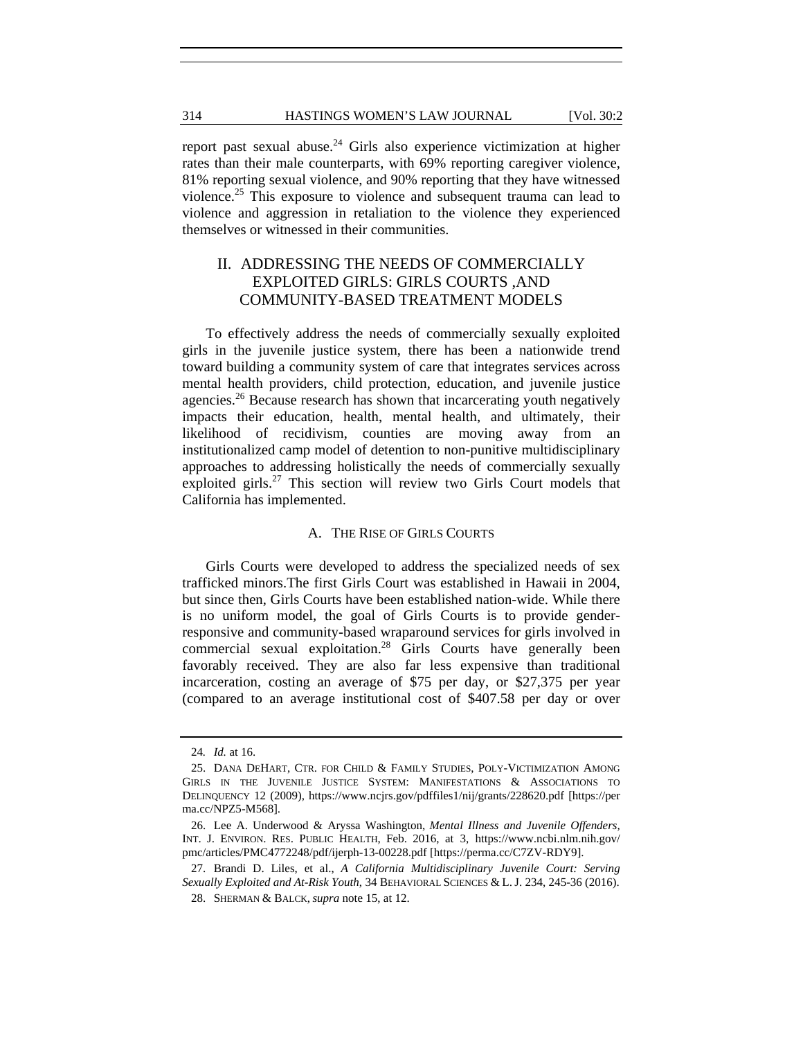report past sexual abuse.[24] Girls also experience victimization at higher rates than their male counterparts, with 69% reporting caregiver violence, 81% reporting sexual violence, and 90% reporting that they have witnessed violence.[25] This exposure to violence and subsequent trauma can lead to violence and aggression in retaliation to the violence they experienced themselves or witnessed in their communities.

## II. ADDRESSING THE NEEDS OF COMMERCIALLY EXPLOITED GIRLS: GIRLS COURTS ,AND COMMUNITY-BASED TREATMENT MODELS

To effectively address the needs of commercially sexually exploited girls in the juvenile justice system, there has been a nationwide trend toward building a community system of care that integrates services across mental health providers, child protection, education, and juvenile justice agencies.[26] Because research has shown that incarcerating youth negatively impacts their education, health, mental health, and ultimately, their likelihood of recidivism, counties are moving away from an institutionalized camp model of detention to non-punitive multidisciplinary approaches to addressing holistically the needs of commercially sexually exploited girls.[27] This section will review two Girls Court models that California has implemented.

### A. THE RISE OF GIRLS COURTS

Girls Courts were developed to address the specialized needs of sex trafficked minors.The first Girls Court was established in Hawaii in 2004, but since then, Girls Courts have been established nation-wide. While there is no uniform model, the goal of Girls Courts is to provide gender-responsive and community-based wraparound services for girls involved in commercial sexual exploitation.[28] Girls Courts have generally been favorably received. They are also far less expensive than traditional incarceration, costing an average of $75 per day, or $27,375 per year (compared to an average institutional cost of $407.58 per day or over

---

24. *Id.* at 16.

25. DANA DEHART, CTR. FOR CHILD & FAMILY STUDIES, POLY-VICTIMIZATION AMONG GIRLS IN THE JUVENILE JUSTICE SYSTEM: MANIFESTATIONS & ASSOCIATIONS TO DELINQUENCY 12 (2009), https://www.ncjrs.gov/pdffiles1/nij/grants/228620.pdf [https://perma.cc/NPZ5-M568].

26. Lee A. Underwood & Aryssa Washington, *Mental Illness and Juvenile Offenders,* INT. J. ENVIRON. RES. PUBLIC HEALTH, Feb. 2016, at 3, https://www.ncbi.nlm.nih.gov/pmc/articles/PMC4772248/pdf/ijerph-13-00228.pdf [https://perma.cc/C7ZV-RDY9].

27. Brandi D. Liles, et al., *A California Multidisciplinary Juvenile Court: Serving Sexually Exploited and At-Risk Youth*, 34 BEHAVIORAL SCIENCES & L. J. 234, 245-36 (2016).

28. SHERMAN & BALCK, *supra* note 15, at 12.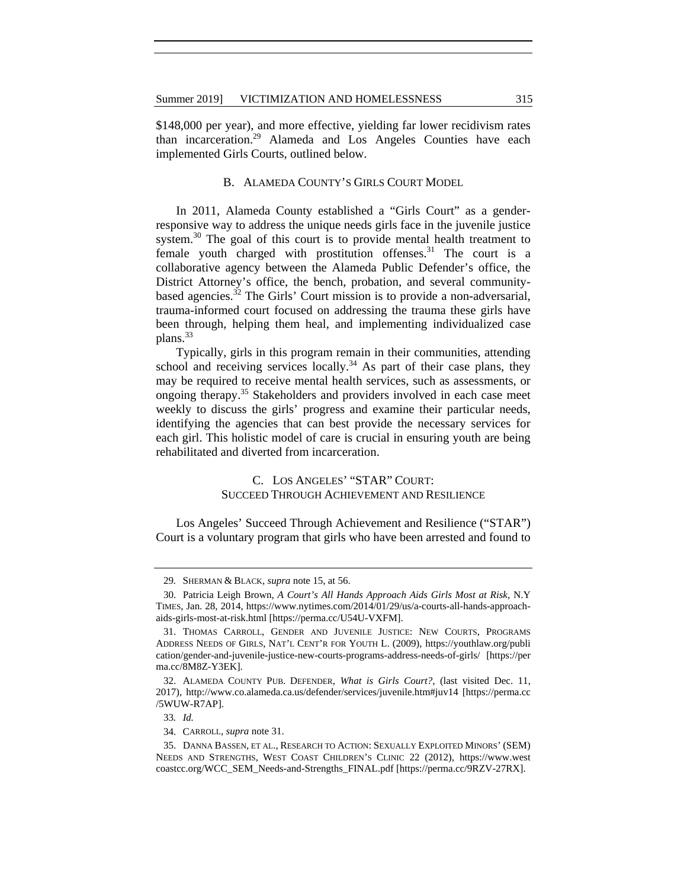$148,000 per year), and more effective, yielding far lower recidivism rates than incarceration.[29] Alameda and Los Angeles Counties have each implemented Girls Courts, outlined below.

### B. Alameda County's Girls Court Model

In 2011, Alameda County established a "Girls Court" as a gender-responsive way to address the unique needs girls face in the juvenile justice system.[30] The goal of this court is to provide mental health treatment to female youth charged with prostitution offenses.[31] The court is a collaborative agency between the Alameda Public Defender's office, the District Attorney's office, the bench, probation, and several community-based agencies.[32] The Girls' Court mission is to provide a non-adversarial, trauma-informed court focused on addressing the trauma these girls have been through, helping them heal, and implementing individualized case plans.[33]

Typically, girls in this program remain in their communities, attending school and receiving services locally.[34] As part of their case plans, they may be required to receive mental health services, such as assessments, or ongoing therapy.[35] Stakeholders and providers involved in each case meet weekly to discuss the girls' progress and examine their particular needs, identifying the agencies that can best provide the necessary services for each girl. This holistic model of care is crucial in ensuring youth are being rehabilitated and diverted from incarceration.

### C. Los Angeles' "STAR" Court: Succeed Through Achievement and Resilience

Los Angeles' Succeed Through Achievement and Resilience ("STAR") Court is a voluntary program that girls who have been arrested and found to

---

29. SHERMAN & BLACK, *supra* note 15, at 56.

30. Patricia Leigh Brown, *A Court's All Hands Approach Aids Girls Most at Risk*, N.Y TIMES, Jan. 28, 2014, https://www.nytimes.com/2014/01/29/us/a-courts-all-hands-approach-aids-girls-most-at-risk.html [https://perma.cc/U54U-VXFM].

31. THOMAS CARROLL, GENDER AND JUVENILE JUSTICE: NEW COURTS, PROGRAMS ADDRESS NEEDS OF GIRLS, NAT'L CENT'R FOR YOUTH L. (2009), https://youthlaw.org/publication/gender-and-juvenile-justice-new-courts-programs-address-needs-of-girls/ [https://perma.cc/8M8Z-Y3EK].

32. ALAMEDA COUNTY PUB. DEFENDER, *What is Girls Court?*, (last visited Dec. 11, 2017), http://www.co.alameda.ca.us/defender/services/juvenile.htm#juv14 [https://perma.cc/5WUW-R7AP].

33. *Id.*

34. CARROLL, *supra* note 31.

35. DANNA BASSEN, ET AL., RESEARCH TO ACTION: SEXUALLY EXPLOITED MINORS' (SEM) NEEDS AND STRENGTHS, WEST COAST CHILDREN'S CLINIC 22 (2012), https://www.westcoastcc.org/WCC_SEM_Needs-and-Strengths_FINAL.pdf [https://perma.cc/9RZV-27RX].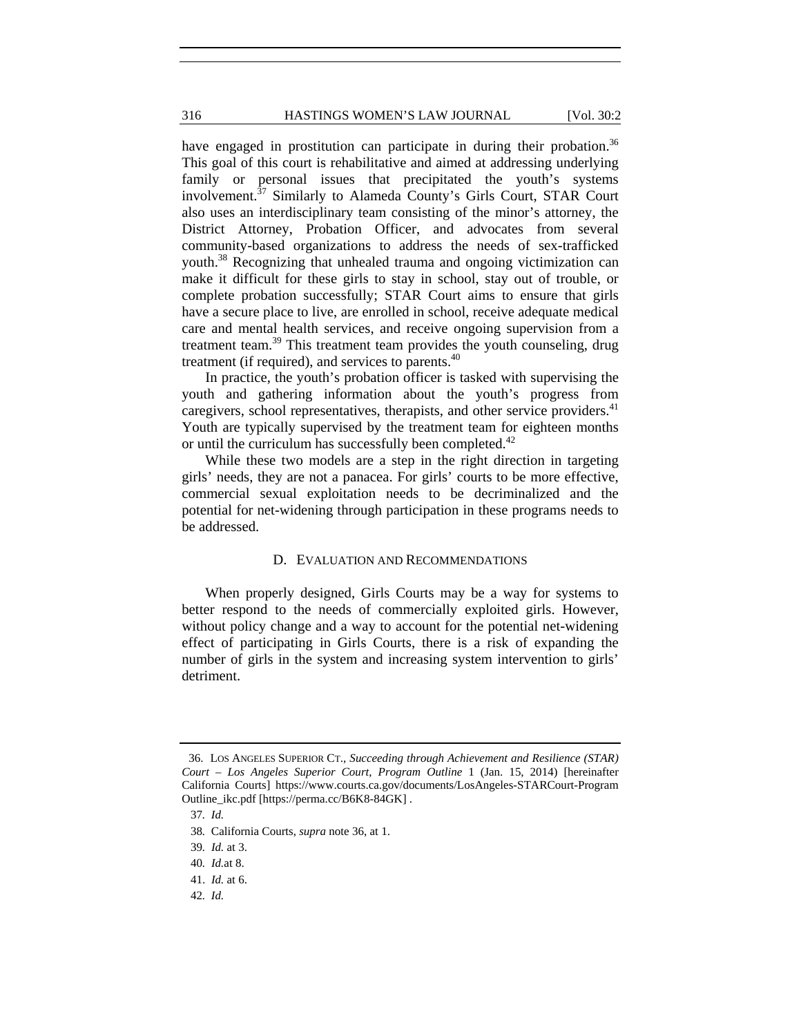have engaged in prostitution can participate in during their probation.[36] This goal of this court is rehabilitative and aimed at addressing underlying family or personal issues that precipitated the youth's systems involvement.[37] Similarly to Alameda County's Girls Court, STAR Court also uses an interdisciplinary team consisting of the minor's attorney, the District Attorney, Probation Officer, and advocates from several community-based organizations to address the needs of sex-trafficked youth.[38] Recognizing that unhealed trauma and ongoing victimization can make it difficult for these girls to stay in school, stay out of trouble, or complete probation successfully; STAR Court aims to ensure that girls have a secure place to live, are enrolled in school, receive adequate medical care and mental health services, and receive ongoing supervision from a treatment team.[39] This treatment team provides the youth counseling, drug treatment (if required), and services to parents.[40]

In practice, the youth's probation officer is tasked with supervising the youth and gathering information about the youth's progress from caregivers, school representatives, therapists, and other service providers.[41] Youth are typically supervised by the treatment team for eighteen months or until the curriculum has successfully been completed.[42]

While these two models are a step in the right direction in targeting girls' needs, they are not a panacea. For girls' courts to be more effective, commercial sexual exploitation needs to be decriminalized and the potential for net-widening through participation in these programs needs to be addressed.

### D. Evaluation and Recommendations

When properly designed, Girls Courts may be a way for systems to better respond to the needs of commercially exploited girls. However, without policy change and a way to account for the potential net-widening effect of participating in Girls Courts, there is a risk of expanding the number of girls in the system and increasing system intervention to girls' detriment.

---

36. Los Angeles Superior Ct., *Succeeding through Achievement and Resilience (STAR) Court – Los Angeles Superior Court, Program Outline* 1 (Jan. 15, 2014) [hereinafter California Courts] https://www.courts.ca.gov/documents/LosAngeles-STARCourt-ProgramOutline_ikc.pdf [https://perma.cc/B6K8-84GK] .

37. *Id.*

38. California Courts, *supra* note 36, at 1.

39. *Id.* at 3.

40. *Id.*at 8.

41. *Id.* at 6.

42. *Id.*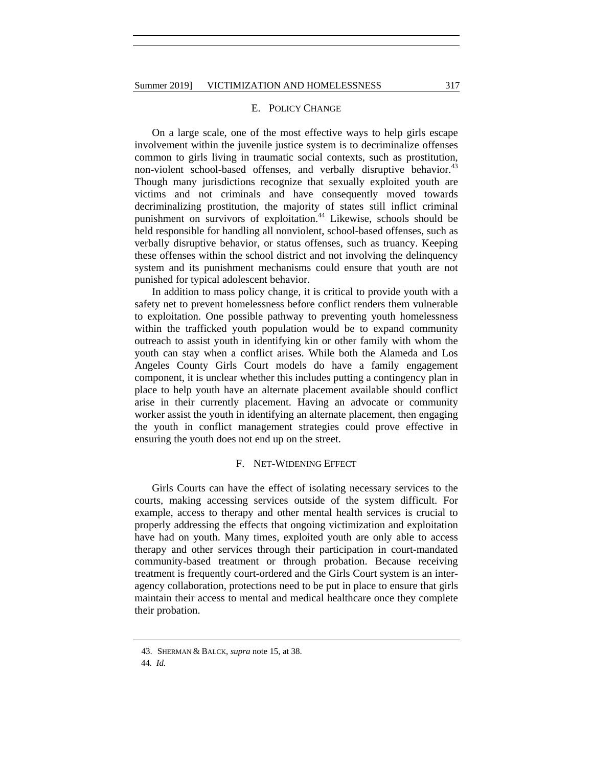### E. POLICY CHANGE

On a large scale, one of the most effective ways to help girls escape involvement within the juvenile justice system is to decriminalize offenses common to girls living in traumatic social contexts, such as prostitution, non-violent school-based offenses, and verbally disruptive behavior.[43] Though many jurisdictions recognize that sexually exploited youth are victims and not criminals and have consequently moved towards decriminalizing prostitution, the majority of states still inflict criminal punishment on survivors of exploitation.[44] Likewise, schools should be held responsible for handling all nonviolent, school-based offenses, such as verbally disruptive behavior, or status offenses, such as truancy. Keeping these offenses within the school district and not involving the delinquency system and its punishment mechanisms could ensure that youth are not punished for typical adolescent behavior.

In addition to mass policy change, it is critical to provide youth with a safety net to prevent homelessness before conflict renders them vulnerable to exploitation. One possible pathway to preventing youth homelessness within the trafficked youth population would be to expand community outreach to assist youth in identifying kin or other family with whom the youth can stay when a conflict arises. While both the Alameda and Los Angeles County Girls Court models do have a family engagement component, it is unclear whether this includes putting a contingency plan in place to help youth have an alternate placement available should conflict arise in their currently placement. Having an advocate or community worker assist the youth in identifying an alternate placement, then engaging the youth in conflict management strategies could prove effective in ensuring the youth does not end up on the street.

### F. NET-WIDENING EFFECT

Girls Courts can have the effect of isolating necessary services to the courts, making accessing services outside of the system difficult. For example, access to therapy and other mental health services is crucial to properly addressing the effects that ongoing victimization and exploitation have had on youth. Many times, exploited youth are only able to access therapy and other services through their participation in court-mandated community-based treatment or through probation. Because receiving treatment is frequently court-ordered and the Girls Court system is an inter-agency collaboration, protections need to be put in place to ensure that girls maintain their access to mental and medical healthcare once they complete their probation.

---

43. SHERMAN & BALCK, *supra* note 15, at 38.

44. *Id.*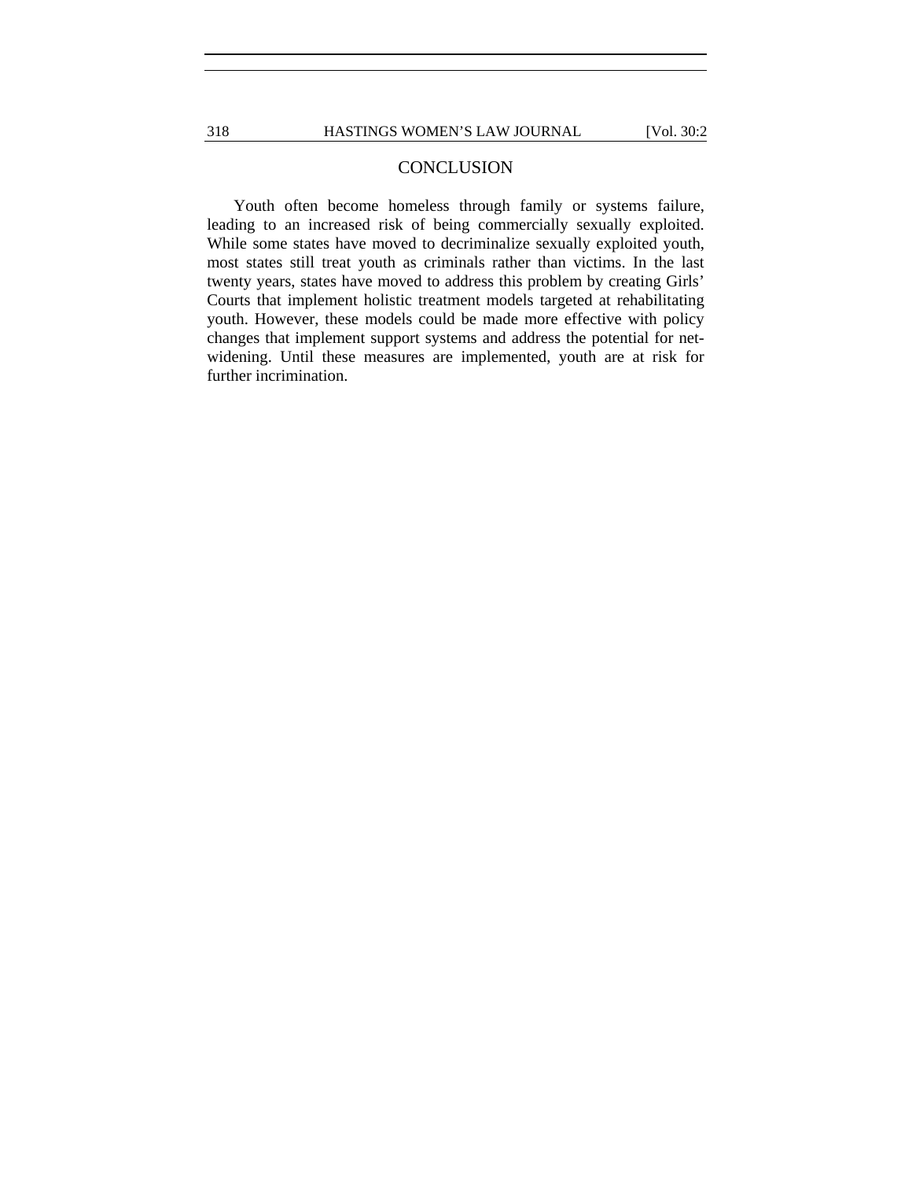## CONCLUSION

Youth often become homeless through family or systems failure, leading to an increased risk of being commercially sexually exploited. While some states have moved to decriminalize sexually exploited youth, most states still treat youth as criminals rather than victims. In the last twenty years, states have moved to address this problem by creating Girls' Courts that implement holistic treatment models targeted at rehabilitating youth. However, these models could be made more effective with policy changes that implement support systems and address the potential for net-widening. Until these measures are implemented, youth are at risk for further incrimination.